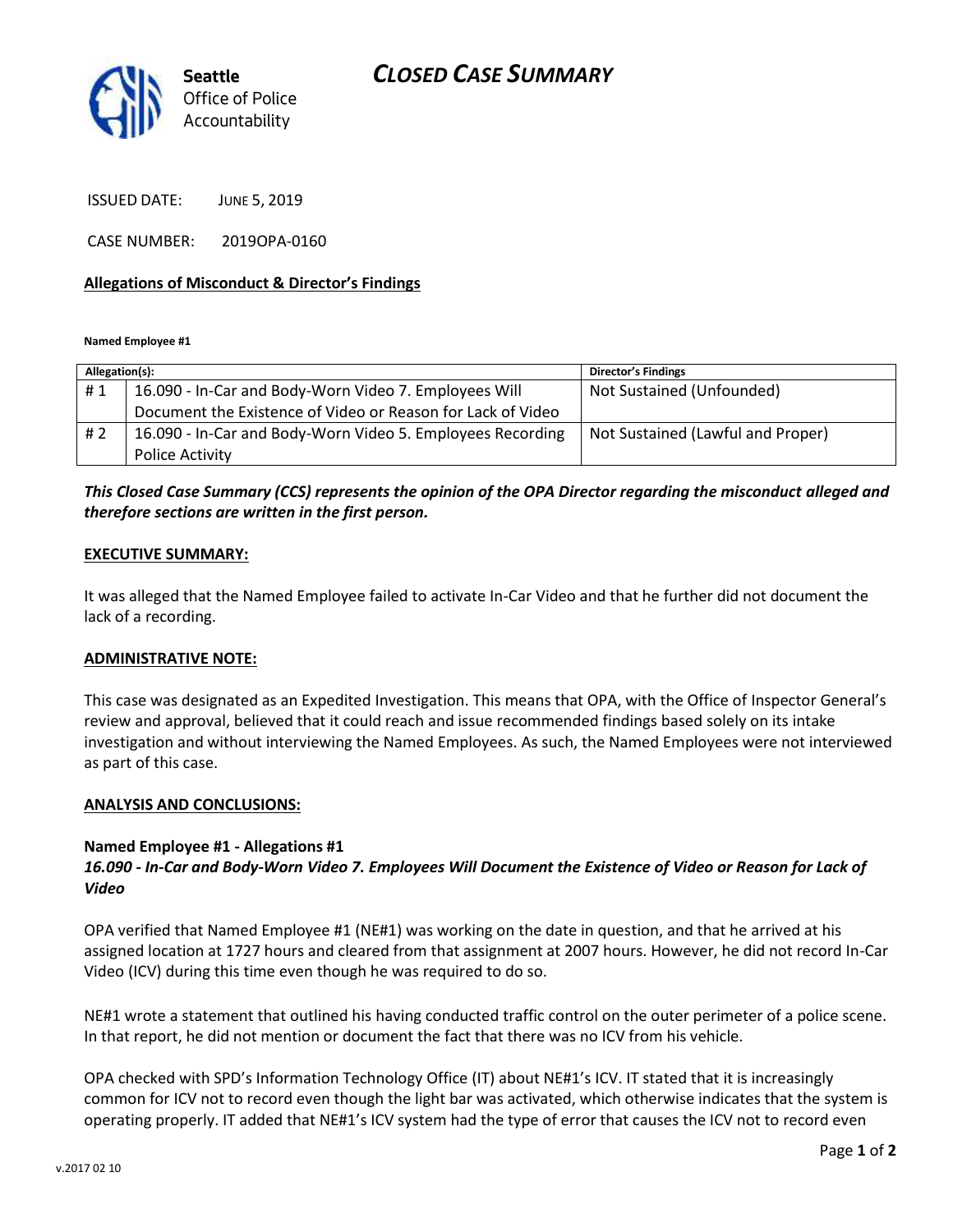# CLOSED CASE SUMMARY

**Seattle** Office of Police Accountability

ISSUED DATE: JUNE 5, 2019

CASE NUMBER: 2019OPA-0160

**Allegations of Misconduct & Director's Findings**

**Named Employee #1**

| Allegation(s): | | Director's Findings |
|---|---|---|
| # 1 | 16.090 - In-Car and Body-Worn Video 7. Employees Will Document the Existence of Video or Reason for Lack of Video | Not Sustained (Unfounded) |
| # 2 | 16.090 - In-Car and Body-Worn Video 5. Employees Recording Police Activity | Not Sustained (Lawful and Proper) |

***This Closed Case Summary (CCS) represents the opinion of the OPA Director regarding the misconduct alleged and therefore sections are written in the first person.***

**EXECUTIVE SUMMARY:**

It was alleged that the Named Employee failed to activate In-Car Video and that he further did not document the lack of a recording.

**ADMINISTRATIVE NOTE:**

This case was designated as an Expedited Investigation. This means that OPA, with the Office of Inspector General's review and approval, believed that it could reach and issue recommended findings based solely on its intake investigation and without interviewing the Named Employees. As such, the Named Employees were not interviewed as part of this case.

**ANALYSIS AND CONCLUSIONS:**

**Named Employee #1 - Allegations #1**
***16.090 - In-Car and Body-Worn Video 7. Employees Will Document the Existence of Video or Reason for Lack of Video***

OPA verified that Named Employee #1 (NE#1) was working on the date in question, and that he arrived at his assigned location at 1727 hours and cleared from that assignment at 2007 hours. However, he did not record In-Car Video (ICV) during this time even though he was required to do so.

NE#1 wrote a statement that outlined his having conducted traffic control on the outer perimeter of a police scene. In that report, he did not mention or document the fact that there was no ICV from his vehicle.

OPA checked with SPD's Information Technology Office (IT) about NE#1's ICV. IT stated that it is increasingly common for ICV not to record even though the light bar was activated, which otherwise indicates that the system is operating properly. IT added that NE#1's ICV system had the type of error that causes the ICV not to record even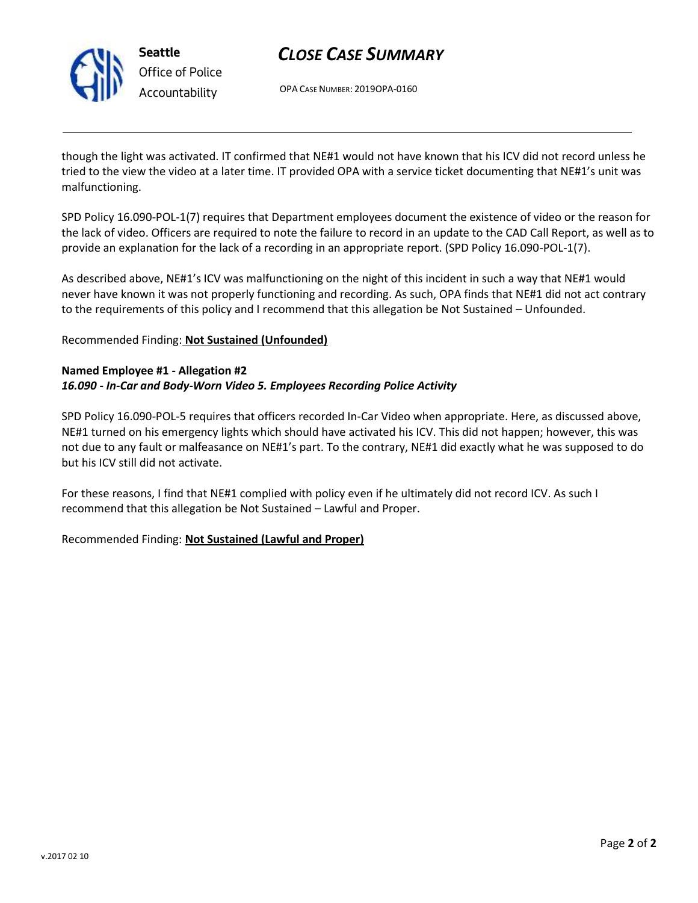though the light was activated. IT confirmed that NE#1 would not have known that his ICV did not record unless he tried to the view the video at a later time. IT provided OPA with a service ticket documenting that NE#1's unit was malfunctioning.

SPD Policy 16.090-POL-1(7) requires that Department employees document the existence of video or the reason for the lack of video. Officers are required to note the failure to record in an update to the CAD Call Report, as well as to provide an explanation for the lack of a recording in an appropriate report. (SPD Policy 16.090-POL-1(7).

As described above, NE#1's ICV was malfunctioning on the night of this incident in such a way that NE#1 would never have known it was not properly functioning and recording. As such, OPA finds that NE#1 did not act contrary to the requirements of this policy and I recommend that this allegation be Not Sustained – Unfounded.

Recommended Finding: **Not Sustained (Unfounded)**

**Named Employee #1 - Allegation #2**
***16.090 - In-Car and Body-Worn Video 5. Employees Recording Police Activity***

SPD Policy 16.090-POL-5 requires that officers recorded In-Car Video when appropriate. Here, as discussed above, NE#1 turned on his emergency lights which should have activated his ICV. This did not happen; however, this was not due to any fault or malfeasance on NE#1's part. To the contrary, NE#1 did exactly what he was supposed to do but his ICV still did not activate.

For these reasons, I find that NE#1 complied with policy even if he ultimately did not record ICV. As such I recommend that this allegation be Not Sustained – Lawful and Proper.

Recommended Finding: **Not Sustained (Lawful and Proper)**